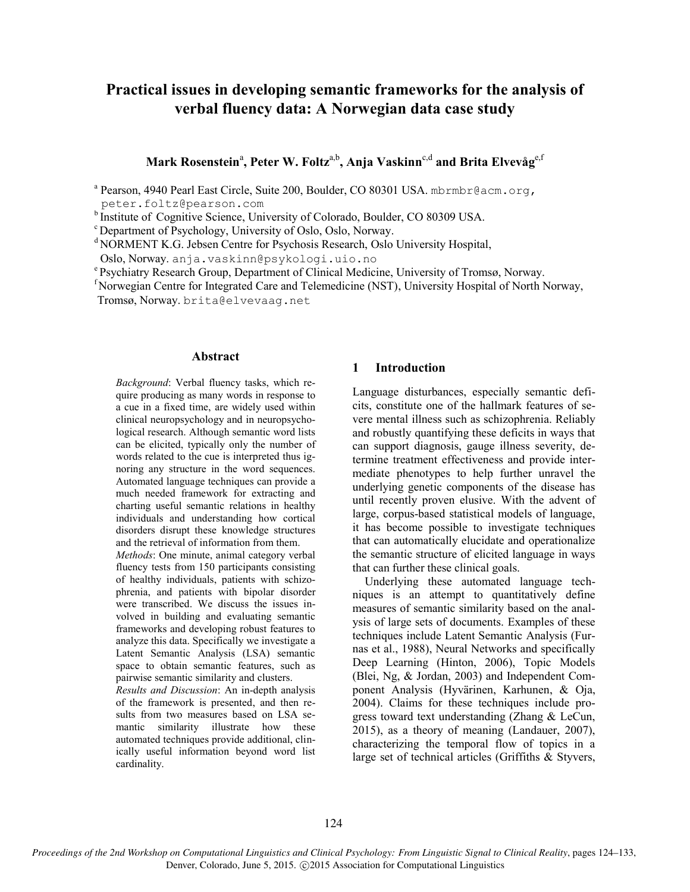# Practical issues in developing semantic frameworks for the analysis of verbal fluency data: A Norwegian data case study

**Mark Rosenstein[a], Peter W. Foltz[a,b], Anja Vaskinn[c,d] and Brita Elvevåg[e,f]**

[a] Pearson, 4940 Pearl East Circle, Suite 200, Boulder, CO 80301 USA. mbrmbr@acm.org, peter.foltz@pearson.com

[b] Institute of Cognitive Science, University of Colorado, Boulder, CO 80309 USA.

[c] Department of Psychology, University of Oslo, Oslo, Norway.

[d] NORMENT K.G. Jebsen Centre for Psychosis Research, Oslo University Hospital, Oslo, Norway. anja.vaskinn@psykologi.uio.no

[e] Psychiatry Research Group, Department of Clinical Medicine, University of Tromsø, Norway.

[f] Norwegian Centre for Integrated Care and Telemedicine (NST), University Hospital of North Norway, Tromsø, Norway. brita@elvevaag.net

## Abstract

*Background*: Verbal fluency tasks, which require producing as many words in response to a cue in a fixed time, are widely used within clinical neuropsychology and in neuropsychological research. Although semantic word lists can be elicited, typically only the number of words related to the cue is interpreted thus ignoring any structure in the word sequences. Automated language techniques can provide a much needed framework for extracting and charting useful semantic relations in healthy individuals and understanding how cortical disorders disrupt these knowledge structures and the retrieval of information from them.

*Methods*: One minute, animal category verbal fluency tests from 150 participants consisting of healthy individuals, patients with schizophrenia, and patients with bipolar disorder were transcribed. We discuss the issues involved in building and evaluating semantic frameworks and developing robust features to analyze this data. Specifically we investigate a Latent Semantic Analysis (LSA) semantic space to obtain semantic features, such as pairwise semantic similarity and clusters.

*Results and Discussion*: An in-depth analysis of the framework is presented, and then results from two measures based on LSA semantic similarity illustrate how these automated techniques provide additional, clinically useful information beyond word list cardinality.

## 1 Introduction

Language disturbances, especially semantic deficits, constitute one of the hallmark features of severe mental illness such as schizophrenia. Reliably and robustly quantifying these deficits in ways that can support diagnosis, gauge illness severity, determine treatment effectiveness and provide intermediate phenotypes to help further unravel the underlying genetic components of the disease has until recently proven elusive. With the advent of large, corpus-based statistical models of language, it has become possible to investigate techniques that can automatically elucidate and operationalize the semantic structure of elicited language in ways that can further these clinical goals.

Underlying these automated language techniques is an attempt to quantitatively define measures of semantic similarity based on the analysis of large sets of documents. Examples of these techniques include Latent Semantic Analysis (Furnas et al., 1988), Neural Networks and specifically Deep Learning (Hinton, 2006), Topic Models (Blei, Ng, & Jordan, 2003) and Independent Component Analysis (Hyvärinen, Karhunen, & Oja, 2004). Claims for these techniques include progress toward text understanding (Zhang & LeCun, 2015), as a theory of meaning (Landauer, 2007), characterizing the temporal flow of topics in a large set of technical articles (Griffiths & Styvers,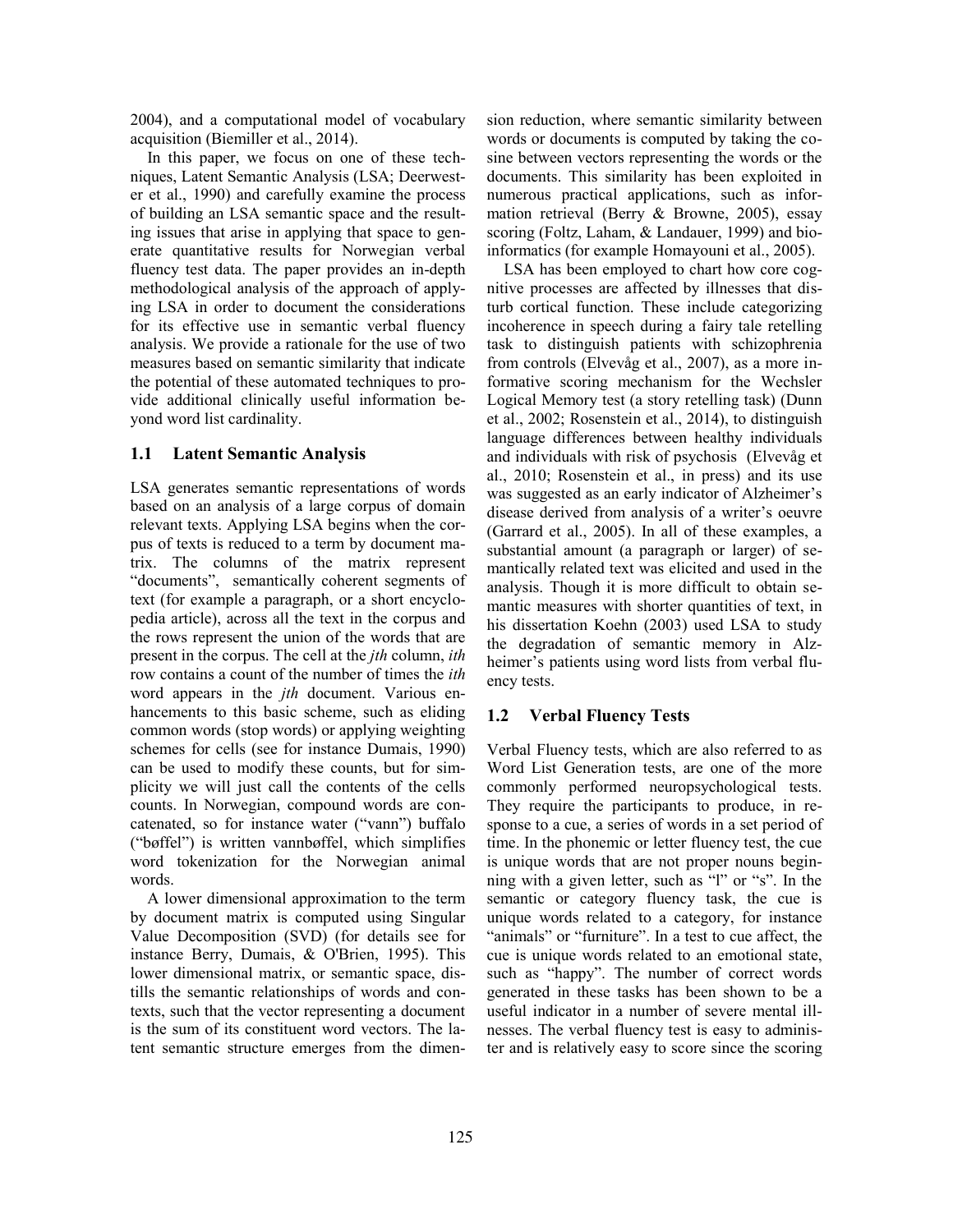2004), and a computational model of vocabulary acquisition (Biemiller et al., 2014).

In this paper, we focus on one of these techniques, Latent Semantic Analysis (LSA; Deerwester et al., 1990) and carefully examine the process of building an LSA semantic space and the resulting issues that arise in applying that space to generate quantitative results for Norwegian verbal fluency test data. The paper provides an in-depth methodological analysis of the approach of applying LSA in order to document the considerations for its effective use in semantic verbal fluency analysis. We provide a rationale for the use of two measures based on semantic similarity that indicate the potential of these automated techniques to provide additional clinically useful information beyond word list cardinality.

### 1.1 Latent Semantic Analysis

LSA generates semantic representations of words based on an analysis of a large corpus of domain relevant texts. Applying LSA begins when the corpus of texts is reduced to a term by document matrix. The columns of the matrix represent "documents", semantically coherent segments of text (for example a paragraph, or a short encyclopedia article), across all the text in the corpus and the rows represent the union of the words that are present in the corpus. The cell at the *jth* column, *ith* row contains a count of the number of times the *ith* word appears in the *jth* document. Various enhancements to this basic scheme, such as eliding common words (stop words) or applying weighting schemes for cells (see for instance Dumais, 1990) can be used to modify these counts, but for simplicity we will just call the contents of the cells counts. In Norwegian, compound words are concatenated, so for instance water ("vann") buffalo ("bøffel") is written vannbøffel, which simplifies word tokenization for the Norwegian animal words.

A lower dimensional approximation to the term by document matrix is computed using Singular Value Decomposition (SVD) (for details see for instance Berry, Dumais, & O'Brien, 1995). This lower dimensional matrix, or semantic space, distills the semantic relationships of words and contexts, such that the vector representing a document is the sum of its constituent word vectors. The latent semantic structure emerges from the dimension reduction, where semantic similarity between words or documents is computed by taking the cosine between vectors representing the words or the documents. This similarity has been exploited in numerous practical applications, such as information retrieval (Berry & Browne, 2005), essay scoring (Foltz, Laham, & Landauer, 1999) and bioinformatics (for example Homayouni et al., 2005).

LSA has been employed to chart how core cognitive processes are affected by illnesses that disturb cortical function. These include categorizing incoherence in speech during a fairy tale retelling task to distinguish patients with schizophrenia from controls (Elvevåg et al., 2007), as a more informative scoring mechanism for the Wechsler Logical Memory test (a story retelling task) (Dunn et al., 2002; Rosenstein et al., 2014), to distinguish language differences between healthy individuals and individuals with risk of psychosis (Elvevåg et al., 2010; Rosenstein et al., in press) and its use was suggested as an early indicator of Alzheimer's disease derived from analysis of a writer's oeuvre (Garrard et al., 2005). In all of these examples, a substantial amount (a paragraph or larger) of semantically related text was elicited and used in the analysis. Though it is more difficult to obtain semantic measures with shorter quantities of text, in his dissertation Koehn (2003) used LSA to study the degradation of semantic memory in Alzheimer's patients using word lists from verbal fluency tests.

### 1.2 Verbal Fluency Tests

Verbal Fluency tests, which are also referred to as Word List Generation tests, are one of the more commonly performed neuropsychological tests. They require the participants to produce, in response to a cue, a series of words in a set period of time. In the phonemic or letter fluency test, the cue is unique words that are not proper nouns beginning with a given letter, such as "l" or "s". In the semantic or category fluency task, the cue is unique words related to a category, for instance "animals" or "furniture". In a test to cue affect, the cue is unique words related to an emotional state, such as "happy". The number of correct words generated in these tasks has been shown to be a useful indicator in a number of severe mental illnesses. The verbal fluency test is easy to administer and is relatively easy to score since the scoring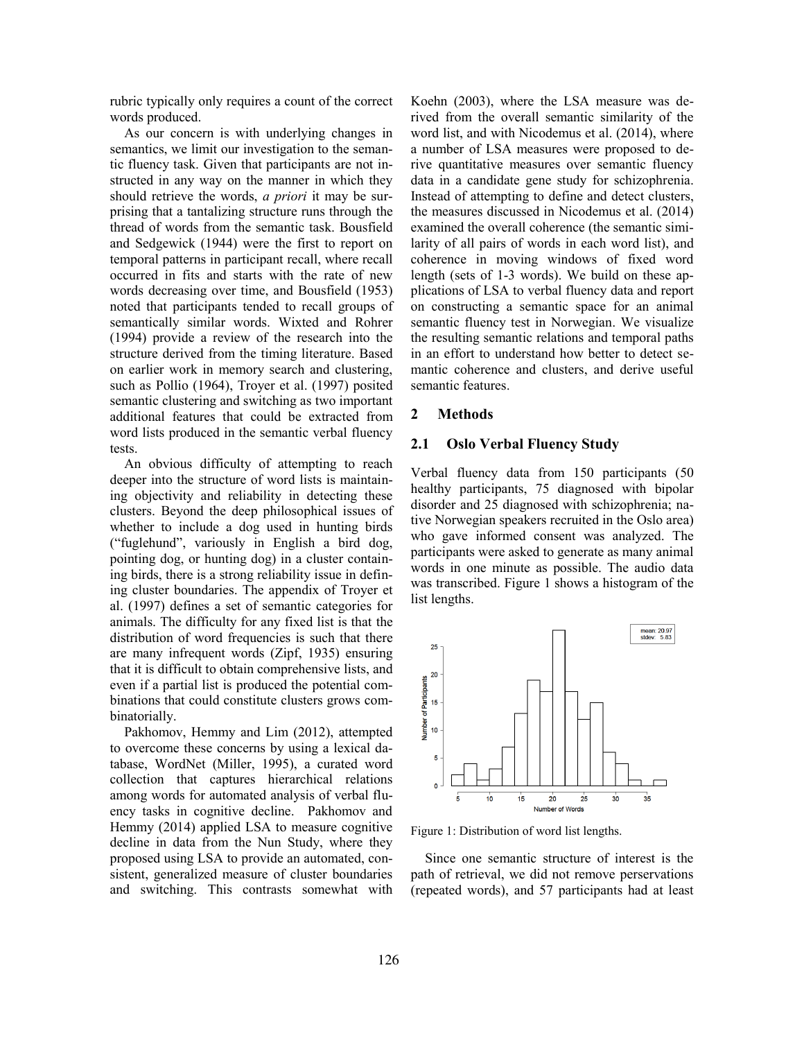rubric typically only requires a count of the correct words produced.

As our concern is with underlying changes in semantics, we limit our investigation to the semantic fluency task. Given that participants are not instructed in any way on the manner in which they should retrieve the words, *a priori* it may be surprising that a tantalizing structure runs through the thread of words from the semantic task. Bousfield and Sedgewick (1944) were the first to report on temporal patterns in participant recall, where recall occurred in fits and starts with the rate of new words decreasing over time, and Bousfield (1953) noted that participants tended to recall groups of semantically similar words. Wixted and Rohrer (1994) provide a review of the research into the structure derived from the timing literature. Based on earlier work in memory search and clustering, such as Pollio (1964), Troyer et al. (1997) posited semantic clustering and switching as two important additional features that could be extracted from word lists produced in the semantic verbal fluency tests.

An obvious difficulty of attempting to reach deeper into the structure of word lists is maintaining objectivity and reliability in detecting these clusters. Beyond the deep philosophical issues of whether to include a dog used in hunting birds ("fuglehund", variously in English a bird dog, pointing dog, or hunting dog) in a cluster containing birds, there is a strong reliability issue in defining cluster boundaries. The appendix of Troyer et al. (1997) defines a set of semantic categories for animals. The difficulty for any fixed list is that the distribution of word frequencies is such that there are many infrequent words (Zipf, 1935) ensuring that it is difficult to obtain comprehensive lists, and even if a partial list is produced the potential combinations that could constitute clusters grows combinatorially.

Pakhomov, Hemmy and Lim (2012), attempted to overcome these concerns by using a lexical database, WordNet (Miller, 1995), a curated word collection that captures hierarchical relations among words for automated analysis of verbal fluency tasks in cognitive decline. Pakhomov and Hemmy (2014) applied LSA to measure cognitive decline in data from the Nun Study, where they proposed using LSA to provide an automated, consistent, generalized measure of cluster boundaries and switching. This contrasts somewhat with Koehn (2003), where the LSA measure was derived from the overall semantic similarity of the word list, and with Nicodemus et al. (2014), where a number of LSA measures were proposed to derive quantitative measures over semantic fluency data in a candidate gene study for schizophrenia. Instead of attempting to define and detect clusters, the measures discussed in Nicodemus et al. (2014) examined the overall coherence (the semantic similarity of all pairs of words in each word list), and coherence in moving windows of fixed word length (sets of 1-3 words). We build on these applications of LSA to verbal fluency data and report on constructing a semantic space for an animal semantic fluency test in Norwegian. We visualize the resulting semantic relations and temporal paths in an effort to understand how better to detect semantic coherence and clusters, and derive useful semantic features.

## 2 Methods

### 2.1 Oslo Verbal Fluency Study

Verbal fluency data from 150 participants (50 healthy participants, 75 diagnosed with bipolar disorder and 25 diagnosed with schizophrenia; native Norwegian speakers recruited in the Oslo area) who gave informed consent was analyzed. The participants were asked to generate as many animal words in one minute as possible. The audio data was transcribed. Figure 1 shows a histogram of the list lengths.

Figure 1: Distribution of word list lengths.

Since one semantic structure of interest is the path of retrieval, we did not remove perservations (repeated words), and 57 participants had at least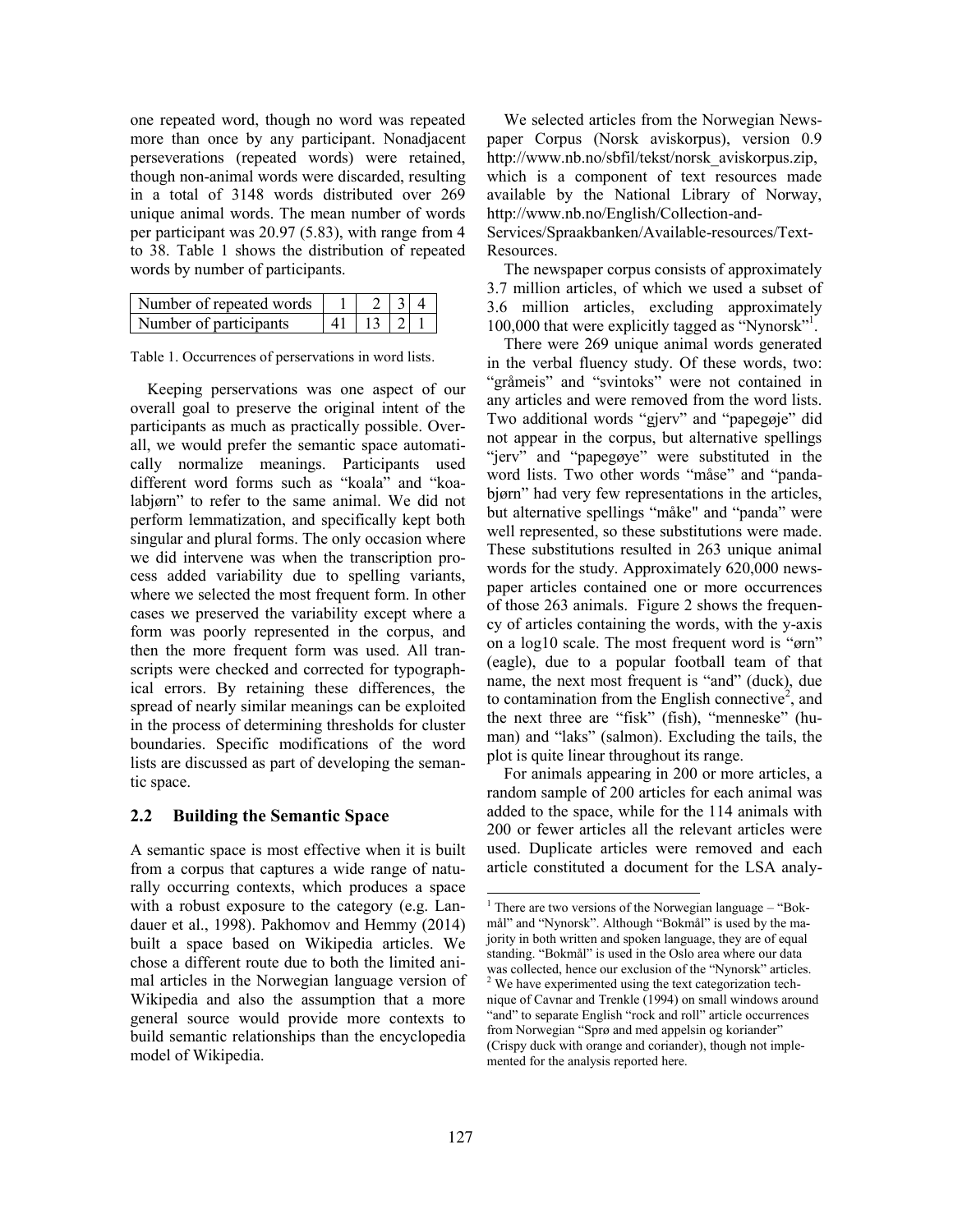one repeated word, though no word was repeated more than once by any participant. Nonadjacent perseverations (repeated words) were retained, though non-animal words were discarded, resulting in a total of 3148 words distributed over 269 unique animal words. The mean number of words per participant was 20.97 (5.83), with range from 4 to 38. Table 1 shows the distribution of repeated words by number of participants.

| Number of repeated words | 1 | 2 | 3 | 4 |
|---|---|---|---|---|
| Number of participants | 41 | 13 | 2 | 1 |

Table 1. Occurrences of perservations in word lists.

Keeping perservations was one aspect of our overall goal to preserve the original intent of the participants as much as practically possible. Overall, we would prefer the semantic space automatically normalize meanings. Participants used different word forms such as "koala" and "koalabjørn" to refer to the same animal. We did not perform lemmatization, and specifically kept both singular and plural forms. The only occasion where we did intervene was when the transcription process added variability due to spelling variants, where we selected the most frequent form. In other cases we preserved the variability except where a form was poorly represented in the corpus, and then the more frequent form was used. All transcripts were checked and corrected for typographical errors. By retaining these differences, the spread of nearly similar meanings can be exploited in the process of determining thresholds for cluster boundaries. Specific modifications of the word lists are discussed as part of developing the semantic space.

## 2.2 Building the Semantic Space

A semantic space is most effective when it is built from a corpus that captures a wide range of naturally occurring contexts, which produces a space with a robust exposure to the category (e.g. Landauer et al., 1998). Pakhomov and Hemmy (2014) built a space based on Wikipedia articles. We chose a different route due to both the limited animal articles in the Norwegian language version of Wikipedia and also the assumption that a more general source would provide more contexts to build semantic relationships than the encyclopedia model of Wikipedia.

We selected articles from the Norwegian Newspaper Corpus (Norsk aviskorpus), version 0.9 http://www.nb.no/sbfil/tekst/norsk_aviskorpus.zip, which is a component of text resources made available by the National Library of Norway, http://www.nb.no/English/Collection-and-Services/Spraakbanken/Available-resources/Text-Resources.

The newspaper corpus consists of approximately 3.7 million articles, of which we used a subset of 3.6 million articles, excluding approximately 100,000 that were explicitly tagged as "Nynorsk"[1].

There were 269 unique animal words generated in the verbal fluency study. Of these words, two: "gråmeis" and "svintoks" were not contained in any articles and were removed from the word lists. Two additional words "gjerv" and "papegøje" did not appear in the corpus, but alternative spellings "jerv" and "papegøye" were substituted in the word lists. Two other words "måse" and "pandabjørn" had very few representations in the articles, but alternative spellings "måke" and "panda" were well represented, so these substitutions were made. These substitutions resulted in 263 unique animal words for the study. Approximately 620,000 newspaper articles contained one or more occurrences of those 263 animals. Figure 2 shows the frequency of articles containing the words, with the y-axis on a log10 scale. The most frequent word is "ørn" (eagle), due to a popular football team of that name, the next most frequent is "and" (duck), due to contamination from the English connective[2], and the next three are "fisk" (fish), "menneske" (human) and "laks" (salmon). Excluding the tails, the plot is quite linear throughout its range.

For animals appearing in 200 or more articles, a random sample of 200 articles for each animal was added to the space, while for the 114 animals with 200 or fewer articles all the relevant articles were used. Duplicate articles were removed and each article constituted a document for the LSA analy-

[1] There are two versions of the Norwegian language – "Bokmål" and "Nynorsk". Although "Bokmål" is used by the majority in both written and spoken language, they are of equal standing. "Bokmål" is used in the Oslo area where our data was collected, hence our exclusion of the "Nynorsk" articles.

[2] We have experimented using the text categorization technique of Cavnar and Trenkle (1994) on small windows around "and" to separate English "rock and roll" article occurrences from Norwegian "Sprø and med appelsin og koriander" (Crispy duck with orange and coriander), though not implemented for the analysis reported here.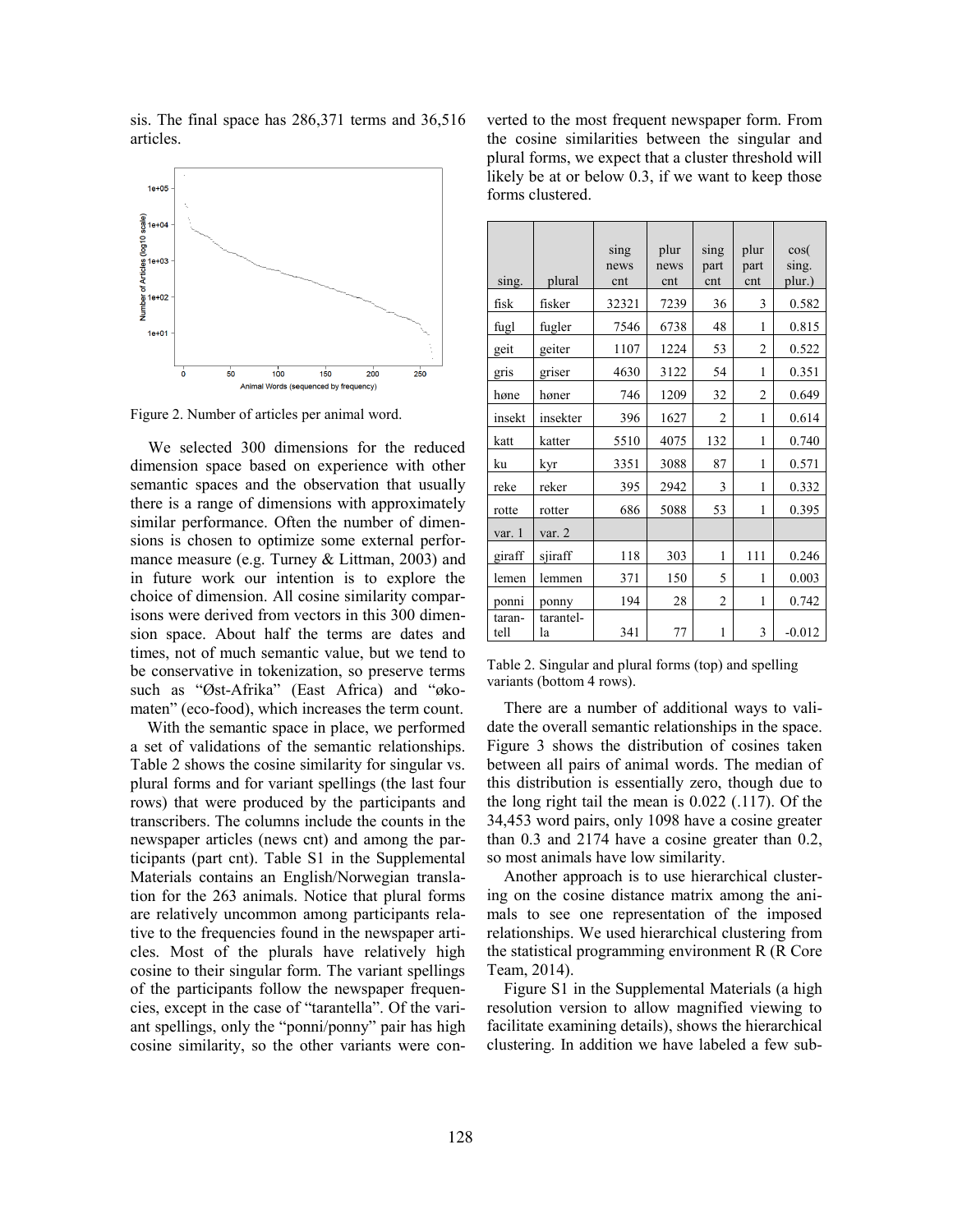sis. The final space has 286,371 terms and 36,516 articles.

Figure 2. Number of articles per animal word.

We selected 300 dimensions for the reduced dimension space based on experience with other semantic spaces and the observation that usually there is a range of dimensions with approximately similar performance. Often the number of dimensions is chosen to optimize some external performance measure (e.g. Turney & Littman, 2003) and in future work our intention is to explore the choice of dimension. All cosine similarity comparisons were derived from vectors in this 300 dimension space. About half the terms are dates and times, not of much semantic value, but we tend to be conservative in tokenization, so preserve terms such as "Øst-Afrika" (East Africa) and "økomaten" (eco-food), which increases the term count.

With the semantic space in place, we performed a set of validations of the semantic relationships. Table 2 shows the cosine similarity for singular vs. plural forms and for variant spellings (the last four rows) that were produced by the participants and transcribers. The columns include the counts in the newspaper articles (news cnt) and among the participants (part cnt). Table S1 in the Supplemental Materials contains an English/Norwegian translation for the 263 animals. Notice that plural forms are relatively uncommon among participants relative to the frequencies found in the newspaper articles. Most of the plurals have relatively high cosine to their singular form. The variant spellings of the participants follow the newspaper frequencies, except in the case of "tarantella". Of the variant spellings, only the "ponni/ponny" pair has high cosine similarity, so the other variants were converted to the most frequent newspaper form. From the cosine similarities between the singular and plural forms, we expect that a cluster threshold will likely be at or below 0.3, if we want to keep those forms clustered.

| sing. | plural | sing news cnt | plur news cnt | sing part cnt | plur part cnt | cos( sing. plur.) |
|---|---|---|---|---|---|---|
| fisk | fisker | 32321 | 7239 | 36 | 3 | 0.582 |
| fugl | fugler | 7546 | 6738 | 48 | 1 | 0.815 |
| geit | geiter | 1107 | 1224 | 53 | 2 | 0.522 |
| gris | griser | 4630 | 3122 | 54 | 1 | 0.351 |
| høne | høner | 746 | 1209 | 32 | 2 | 0.649 |
| insekt | insekter | 396 | 1627 | 2 | 1 | 0.614 |
| katt | katter | 5510 | 4075 | 132 | 1 | 0.740 |
| ku | kyr | 3351 | 3088 | 87 | 1 | 0.571 |
| reke | reker | 395 | 2942 | 3 | 1 | 0.332 |
| rotte | rotter | 686 | 5088 | 53 | 1 | 0.395 |
| var. 1 | var. 2 | | | | | |
| giraff | sjiraff | 118 | 303 | 1 | 111 | 0.246 |
| lemen | lemmen | 371 | 150 | 5 | 1 | 0.003 |
| ponni | ponny | 194 | 28 | 2 | 1 | 0.742 |
| tarantell | tarantella | 341 | 77 | 1 | 3 | -0.012 |

Table 2. Singular and plural forms (top) and spelling variants (bottom 4 rows).

There are a number of additional ways to validate the overall semantic relationships in the space. Figure 3 shows the distribution of cosines taken between all pairs of animal words. The median of this distribution is essentially zero, though due to the long right tail the mean is 0.022 (.117). Of the 34,453 word pairs, only 1098 have a cosine greater than 0.3 and 2174 have a cosine greater than 0.2, so most animals have low similarity.

Another approach is to use hierarchical clustering on the cosine distance matrix among the animals to see one representation of the imposed relationships. We used hierarchical clustering from the statistical programming environment R (R Core Team, 2014).

Figure S1 in the Supplemental Materials (a high resolution version to allow magnified viewing to facilitate examining details), shows the hierarchical clustering. In addition we have labeled a few sub-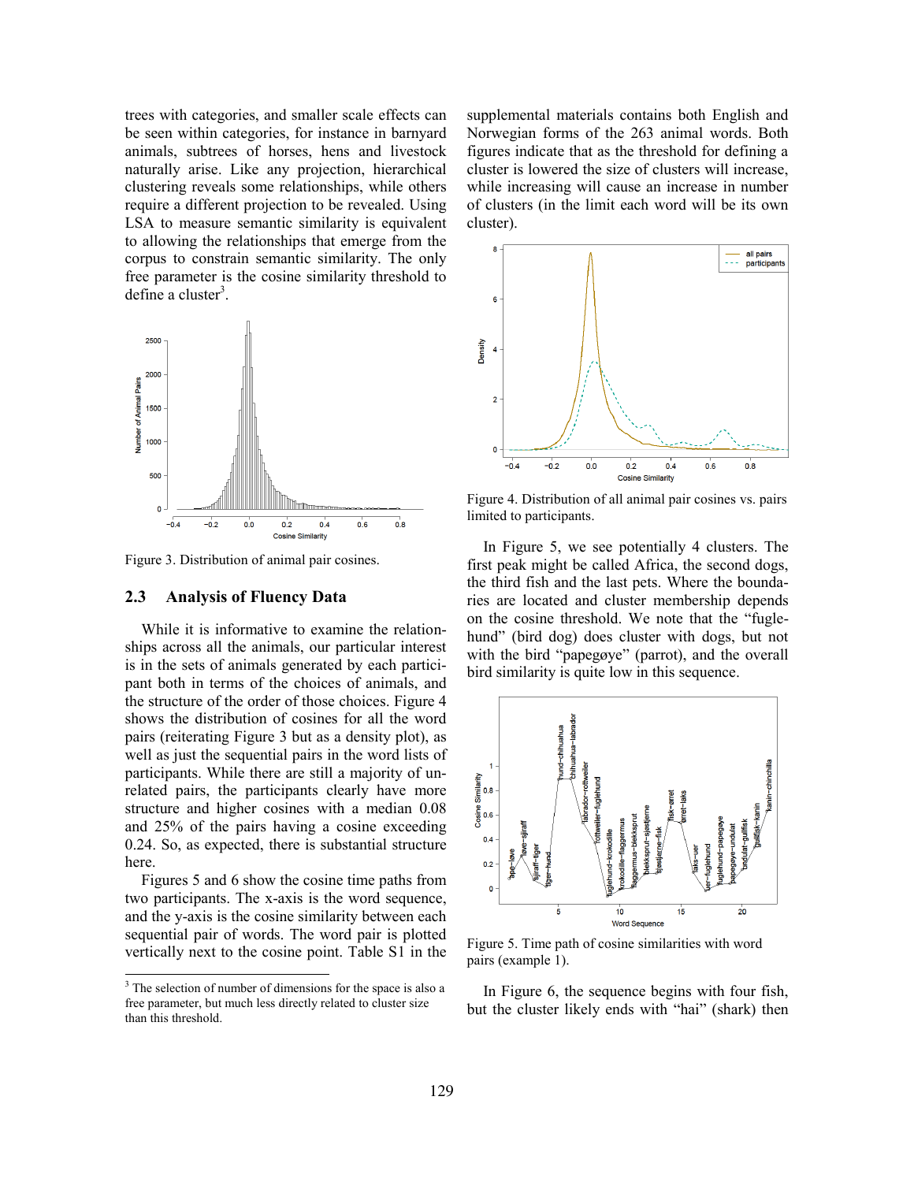trees with categories, and smaller scale effects can be seen within categories, for instance in barnyard animals, subtrees of horses, hens and livestock naturally arise. Like any projection, hierarchical clustering reveals some relationships, while others require a different projection to be revealed. Using LSA to measure semantic similarity is equivalent to allowing the relationships that emerge from the corpus to constrain semantic similarity. The only free parameter is the cosine similarity threshold to define a cluster[3].

Figure 3. Distribution of animal pair cosines.

## 2.3 Analysis of Fluency Data

While it is informative to examine the relationships across all the animals, our particular interest is in the sets of animals generated by each participant both in terms of the choices of animals, and the structure of the order of those choices. Figure 4 shows the distribution of cosines for all the word pairs (reiterating Figure 3 but as a density plot), as well as just the sequential pairs in the word lists of participants. While there are still a majority of unrelated pairs, the participants clearly have more structure and higher cosines with a median 0.08 and 25% of the pairs having a cosine exceeding 0.24. So, as expected, there is substantial structure here.

Figures 5 and 6 show the cosine time paths from two participants. The x-axis is the word sequence, and the y-axis is the cosine similarity between each sequential pair of words. The word pair is plotted vertically next to the cosine point. Table S1 in the supplemental materials contains both English and Norwegian forms of the 263 animal words. Both figures indicate that as the threshold for defining a cluster is lowered the size of clusters will increase, while increasing will cause an increase in number of clusters (in the limit each word will be its own cluster).

Figure 4. Distribution of all animal pair cosines vs. pairs limited to participants.

In Figure 5, we see potentially 4 clusters. The first peak might be called Africa, the second dogs, the third fish and the last pets. Where the boundaries are located and cluster membership depends on the cosine threshold. We note that the "fuglehund" (bird dog) does cluster with dogs, but not with the bird "papegøye" (parrot), and the overall bird similarity is quite low in this sequence.

Figure 5. Time path of cosine similarities with word pairs (example 1).

In Figure 6, the sequence begins with four fish, but the cluster likely ends with "hai" (shark) then

---

[3] The selection of number of dimensions for the space is also a free parameter, but much less directly related to cluster size than this threshold.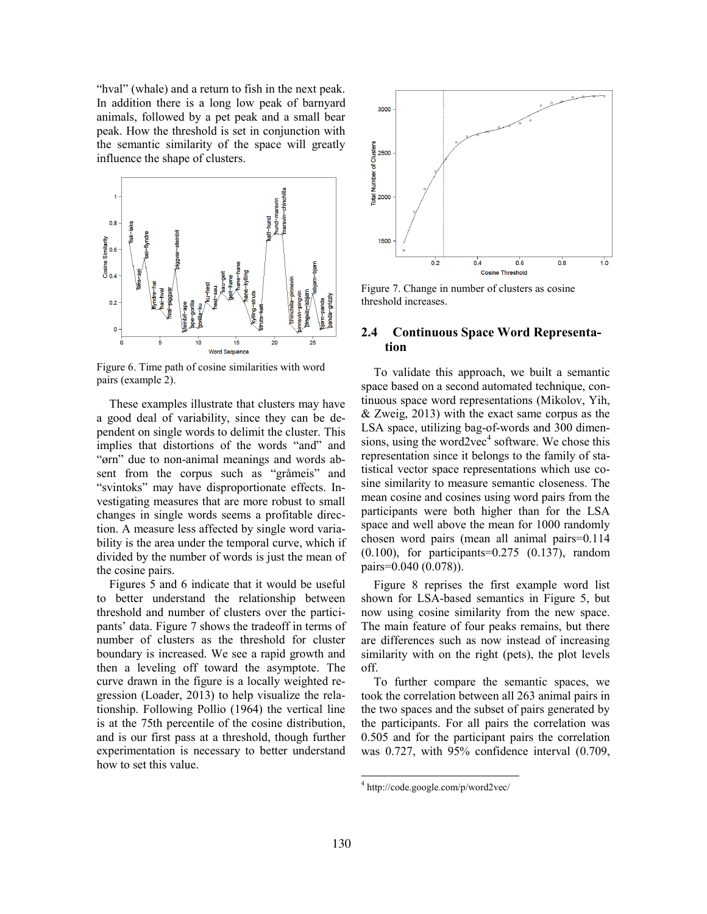"hval" (whale) and a return to fish in the next peak. In addition there is a long low peak of barnyard animals, followed by a pet peak and a small bear peak. How the threshold is set in conjunction with the semantic similarity of the space will greatly influence the shape of clusters.

Figure 6. Time path of cosine similarities with word pairs (example 2).

These examples illustrate that clusters may have a good deal of variability, since they can be dependent on single words to delimit the cluster. This implies that distortions of the words "and" and "ørn" due to non-animal meanings and words absent from the corpus such as "gråmeis" and "svintoks" may have disproportionate effects. Investigating measures that are more robust to small changes in single words seems a profitable direction. A measure less affected by single word variability is the area under the temporal curve, which if divided by the number of words is just the mean of the cosine pairs.

Figures 5 and 6 indicate that it would be useful to better understand the relationship between threshold and number of clusters over the participants' data. Figure 7 shows the tradeoff in terms of number of clusters as the threshold for cluster boundary is increased. We see a rapid growth and then a leveling off toward the asymptote. The curve drawn in the figure is a locally weighted regression (Loader, 2013) to help visualize the relationship. Following Pollio (1964) the vertical line is at the 75th percentile of the cosine distribution, and is our first pass at a threshold, though further experimentation is necessary to better understand how to set this value.

Figure 7. Change in number of clusters as cosine threshold increases.

## 2.4 Continuous Space Word Representation

To validate this approach, we built a semantic space based on a second automated technique, continuous space word representations (Mikolov, Yih, & Zweig, 2013) with the exact same corpus as the LSA space, utilizing bag-of-words and 300 dimensions, using the word2vec[4] software. We chose this representation since it belongs to the family of statistical vector space representations which use cosine similarity to measure semantic closeness. The mean cosine and cosines using word pairs from the participants were both higher than for the LSA space and well above the mean for 1000 randomly chosen word pairs (mean all animal pairs=0.114 (0.100), for participants=0.275 (0.137), random pairs=0.040 (0.078)).

Figure 8 reprises the first example word list shown for LSA-based semantics in Figure 5, but now using cosine similarity from the new space. The main feature of four peaks remains, but there are differences such as now instead of increasing similarity with on the right (pets), the plot levels off.

To further compare the semantic spaces, we took the correlation between all 263 animal pairs in the two spaces and the subset of pairs generated by the participants. For all pairs the correlation was 0.505 and for the participant pairs the correlation was 0.727, with 95% confidence interval (0.709,

[4] http://code.google.com/p/word2vec/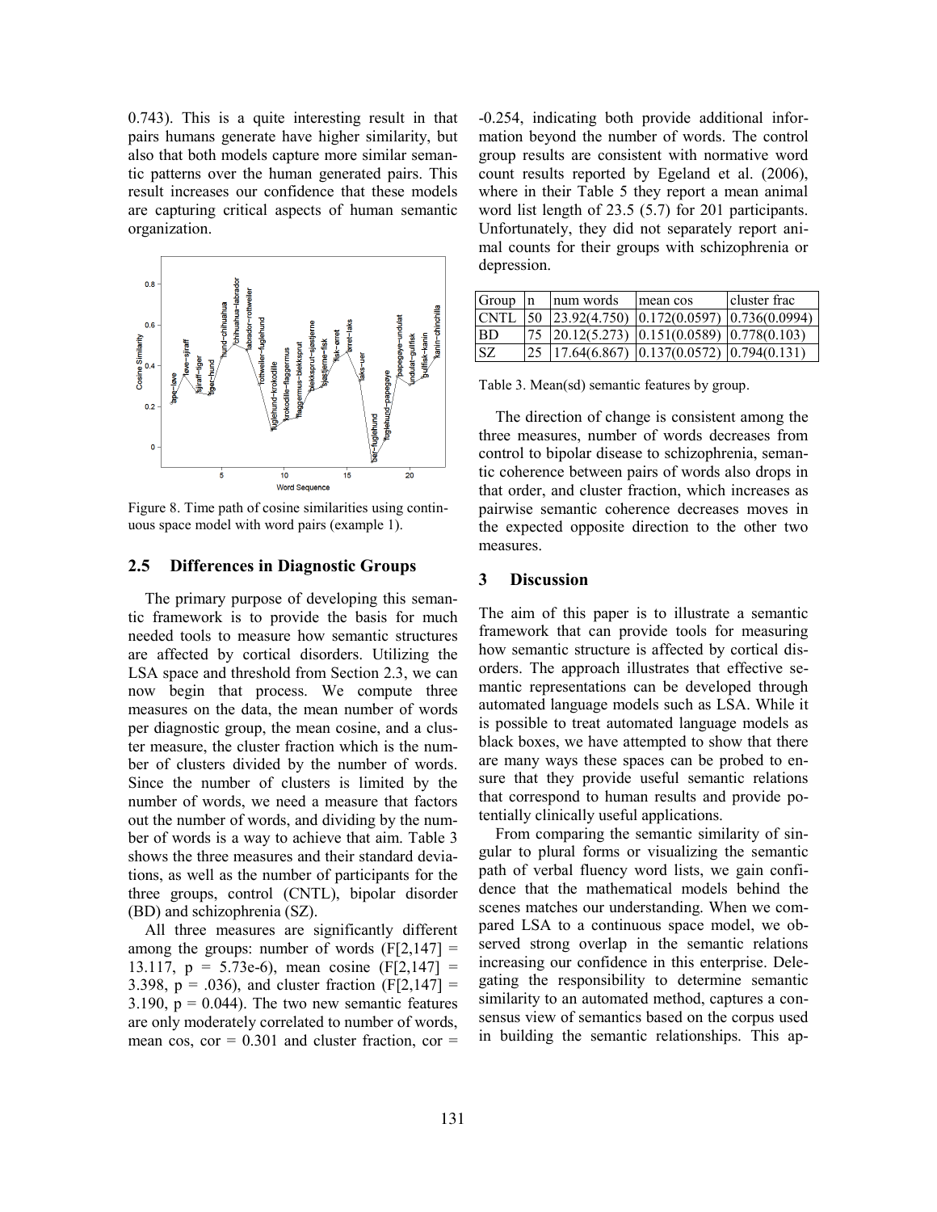0.743). This is a quite interesting result in that pairs humans generate have higher similarity, but also that both models capture more similar semantic patterns over the human generated pairs. This result increases our confidence that these models are capturing critical aspects of human semantic organization.

Figure 8. Time path of cosine similarities using continuous space model with word pairs (example 1).

## 2.5 Differences in Diagnostic Groups

The primary purpose of developing this semantic framework is to provide the basis for much needed tools to measure how semantic structures are affected by cortical disorders. Utilizing the LSA space and threshold from Section 2.3, we can now begin that process. We compute three measures on the data, the mean number of words per diagnostic group, the mean cosine, and a cluster measure, the cluster fraction which is the number of clusters divided by the number of words. Since the number of clusters is limited by the number of words, we need a measure that factors out the number of words, and dividing by the number of words is a way to achieve that aim. Table 3 shows the three measures and their standard deviations, as well as the number of participants for the three groups, control (CNTL), bipolar disorder (BD) and schizophrenia (SZ).

All three measures are significantly different among the groups: number of words ($F[2,147] = 13.117$, $p = 5.73e\text{-}6$), mean cosine ($F[2,147] = 3.398$, $p = .036$), and cluster fraction ($F[2,147] = 3.190$, $p = 0.044$). The two new semantic features are only moderately correlated to number of words, mean cos, cor = 0.301 and cluster fraction, cor = -0.254, indicating both provide additional information beyond the number of words. The control group results are consistent with normative word count results reported by Egeland et al. (2006), where in their Table 5 they report a mean animal word list length of 23.5 (5.7) for 201 participants. Unfortunately, they did not separately report animal counts for their groups with schizophrenia or depression.

| Group | n | num words | mean cos | cluster frac |
|---|---|---|---|---|
| CNTL | 50 | 23.92(4.750) | 0.172(0.0597) | 0.736(0.0994) |
| BD | 75 | 20.12(5.273) | 0.151(0.0589) | 0.778(0.103) |
| SZ | 25 | 17.64(6.867) | 0.137(0.0572) | 0.794(0.131) |

Table 3. Mean(sd) semantic features by group.

The direction of change is consistent among the three measures, number of words decreases from control to bipolar disease to schizophrenia, semantic coherence between pairs of words also drops in that order, and cluster fraction, which increases as pairwise semantic coherence decreases moves in the expected opposite direction to the other two measures.

## 3 Discussion

The aim of this paper is to illustrate a semantic framework that can provide tools for measuring how semantic structure is affected by cortical disorders. The approach illustrates that effective semantic representations can be developed through automated language models such as LSA. While it is possible to treat automated language models as black boxes, we have attempted to show that there are many ways these spaces can be probed to ensure that they provide useful semantic relations that correspond to human results and provide potentially clinically useful applications.

From comparing the semantic similarity of singular to plural forms or visualizing the semantic path of verbal fluency word lists, we gain confidence that the mathematical models behind the scenes matches our understanding. When we compared LSA to a continuous space model, we observed strong overlap in the semantic relations increasing our confidence in this enterprise. Delegating the responsibility to determine semantic similarity to an automated method, captures a consensus view of semantics based on the corpus used in building the semantic relationships. This ap-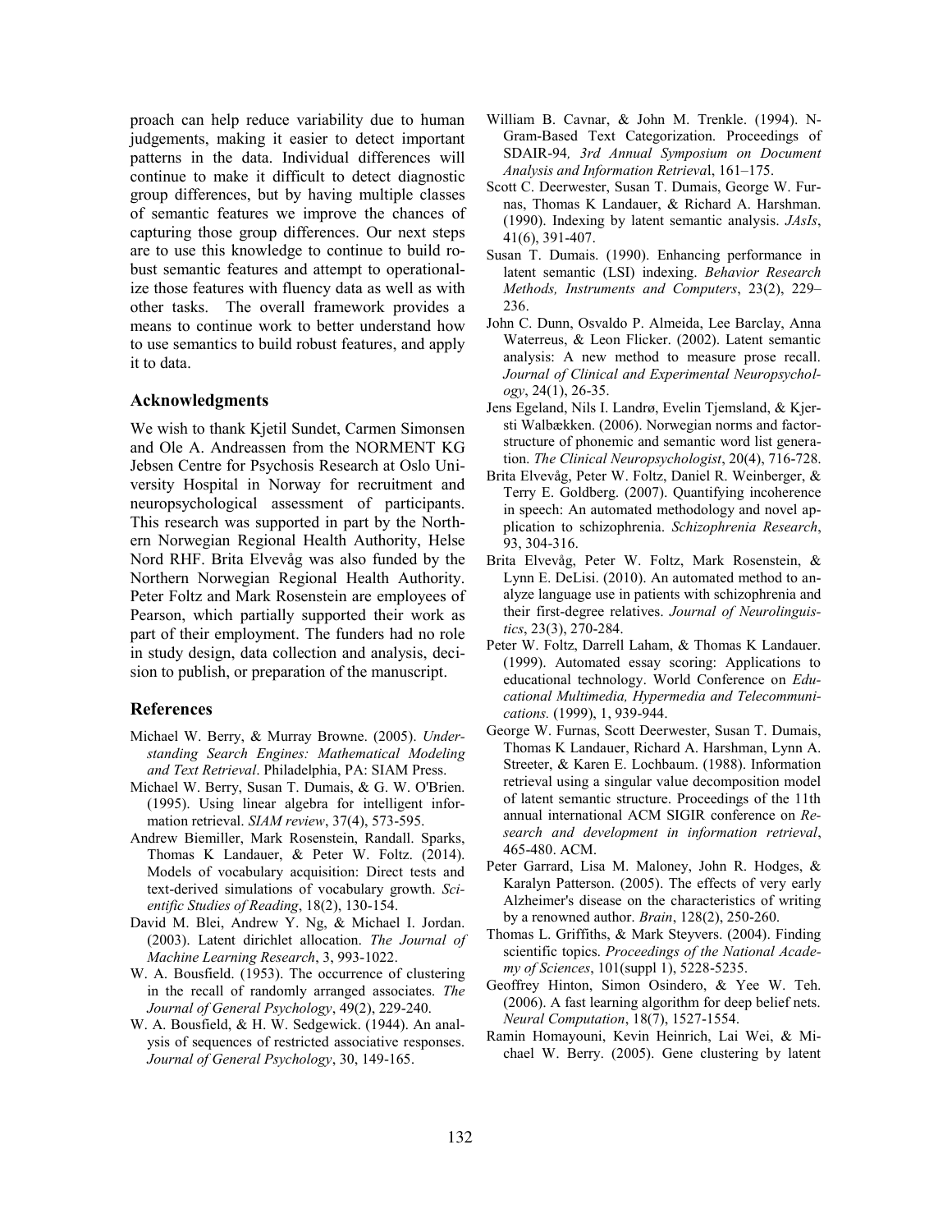proach can help reduce variability due to human judgements, making it easier to detect important patterns in the data. Individual differences will continue to make it difficult to detect diagnostic group differences, but by having multiple classes of semantic features we improve the chances of capturing those group differences. Our next steps are to use this knowledge to continue to build robust semantic features and attempt to operationalize those features with fluency data as well as with other tasks. The overall framework provides a means to continue work to better understand how to use semantics to build robust features, and apply it to data.

## Acknowledgments

We wish to thank Kjetil Sundet, Carmen Simonsen and Ole A. Andreassen from the NORMENT KG Jebsen Centre for Psychosis Research at Oslo University Hospital in Norway for recruitment and neuropsychological assessment of participants. This research was supported in part by the Northern Norwegian Regional Health Authority, Helse Nord RHF. Brita Elvevåg was also funded by the Northern Norwegian Regional Health Authority. Peter Foltz and Mark Rosenstein are employees of Pearson, which partially supported their work as part of their employment. The funders had no role in study design, data collection and analysis, decision to publish, or preparation of the manuscript.

## References

Michael W. Berry, & Murray Browne. (2005). *Understanding Search Engines: Mathematical Modeling and Text Retrieval*. Philadelphia, PA: SIAM Press.

Michael W. Berry, Susan T. Dumais, & G. W. O'Brien. (1995). Using linear algebra for intelligent information retrieval. *SIAM review*, 37(4), 573-595.

Andrew Biemiller, Mark Rosenstein, Randall. Sparks, Thomas K Landauer, & Peter W. Foltz. (2014). Models of vocabulary acquisition: Direct tests and text-derived simulations of vocabulary growth. *Scientific Studies of Reading*, 18(2), 130-154.

David M. Blei, Andrew Y. Ng, & Michael I. Jordan. (2003). Latent dirichlet allocation. *The Journal of Machine Learning Research*, 3, 993-1022.

W. A. Bousfield. (1953). The occurrence of clustering in the recall of randomly arranged associates. *The Journal of General Psychology*, 49(2), 229-240.

W. A. Bousfield, & H. W. Sedgewick. (1944). An analysis of sequences of restricted associative responses. *Journal of General Psychology*, 30, 149-165.

William B. Cavnar, & John M. Trenkle. (1994). N-Gram-Based Text Categorization. Proceedings of SDAIR-94*, 3rd Annual Symposium on Document Analysis and Information Retrieva*l, 161–175.

Scott C. Deerwester, Susan T. Dumais, George W. Furnas, Thomas K Landauer, & Richard A. Harshman. (1990). Indexing by latent semantic analysis. *JAsIs*, 41(6), 391-407.

Susan T. Dumais. (1990). Enhancing performance in latent semantic (LSI) indexing. *Behavior Research Methods, Instruments and Computers*, 23(2), 229–236.

John C. Dunn, Osvaldo P. Almeida, Lee Barclay, Anna Waterreus, & Leon Flicker. (2002). Latent semantic analysis: A new method to measure prose recall. *Journal of Clinical and Experimental Neuropsychology*, 24(1), 26-35.

Jens Egeland, Nils I. Landrø, Evelin Tjemsland, & Kjersti Walbækken. (2006). Norwegian norms and factor-structure of phonemic and semantic word list generation. *The Clinical Neuropsychologist*, 20(4), 716-728.

Brita Elvevåg, Peter W. Foltz, Daniel R. Weinberger, & Terry E. Goldberg. (2007). Quantifying incoherence in speech: An automated methodology and novel application to schizophrenia. *Schizophrenia Research*, 93, 304-316.

Brita Elvevåg, Peter W. Foltz, Mark Rosenstein, & Lynn E. DeLisi. (2010). An automated method to analyze language use in patients with schizophrenia and their first-degree relatives. *Journal of Neurolinguistics*, 23(3), 270-284.

Peter W. Foltz, Darrell Laham, & Thomas K Landauer. (1999). Automated essay scoring: Applications to educational technology. World Conference on *Educational Multimedia, Hypermedia and Telecommunications.* (1999), 1, 939-944.

George W. Furnas, Scott Deerwester, Susan T. Dumais, Thomas K Landauer, Richard A. Harshman, Lynn A. Streeter, & Karen E. Lochbaum. (1988). Information retrieval using a singular value decomposition model of latent semantic structure. Proceedings of the 11th annual international ACM SIGIR conference on *Research and development in information retrieval*, 465-480. ACM.

Peter Garrard, Lisa M. Maloney, John R. Hodges, & Karalyn Patterson. (2005). The effects of very early Alzheimer's disease on the characteristics of writing by a renowned author. *Brain*, 128(2), 250-260.

Thomas L. Griffiths, & Mark Steyvers. (2004). Finding scientific topics. *Proceedings of the National Academy of Sciences*, 101(suppl 1), 5228-5235.

Geoffrey Hinton, Simon Osindero, & Yee W. Teh. (2006). A fast learning algorithm for deep belief nets. *Neural Computation*, 18(7), 1527-1554.

Ramin Homayouni, Kevin Heinrich, Lai Wei, & Michael W. Berry. (2005). Gene clustering by latent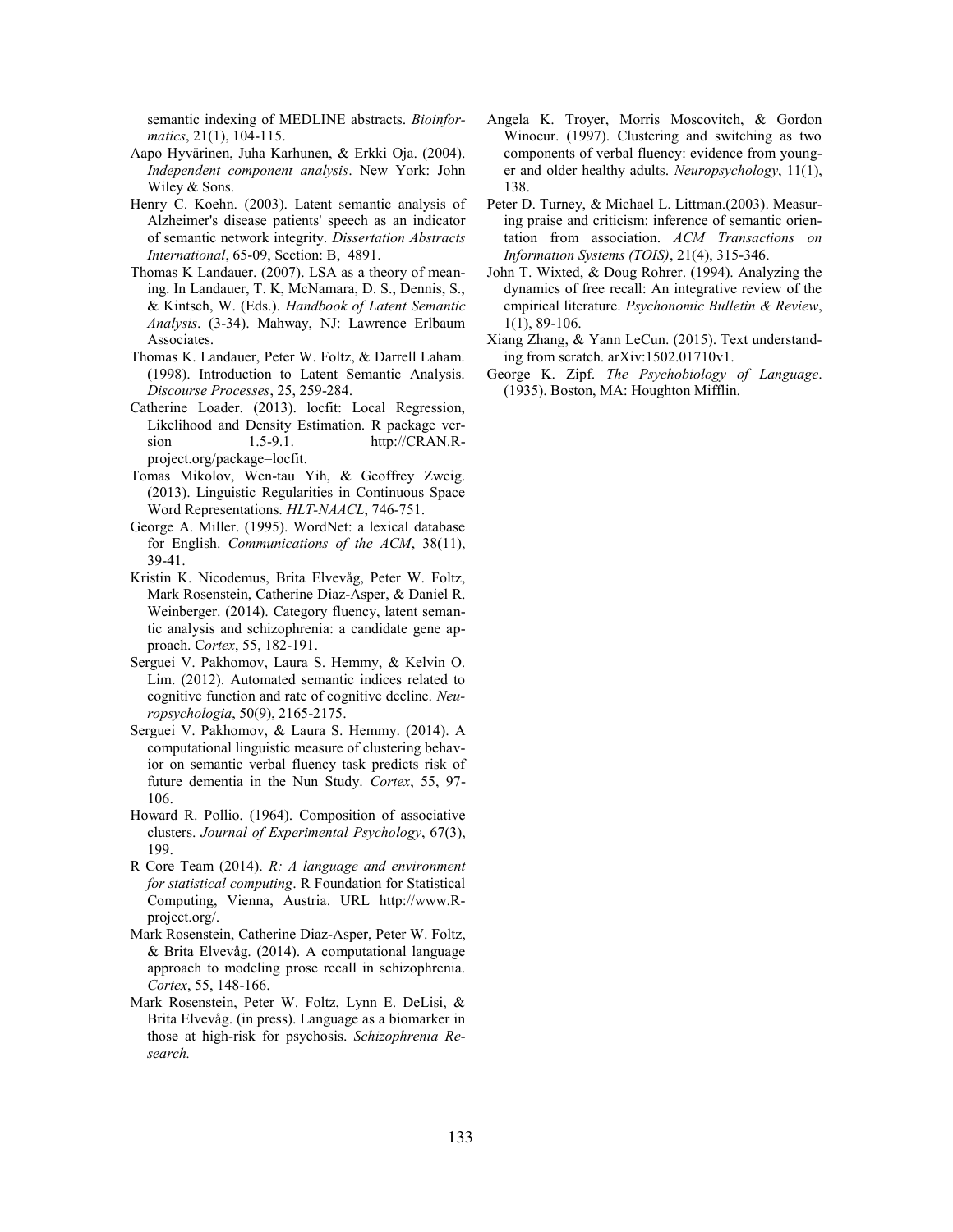semantic indexing of MEDLINE abstracts. *Bioinformatics*, 21(1), 104-115.

Aapo Hyvärinen, Juha Karhunen, & Erkki Oja. (2004). *Independent component analysis*. New York: John Wiley & Sons.

Henry C. Koehn. (2003). Latent semantic analysis of Alzheimer's disease patients' speech as an indicator of semantic network integrity. *Dissertation Abstracts International*, 65-09, Section: B, 4891.

Thomas K Landauer. (2007). LSA as a theory of meaning. In Landauer, T. K, McNamara, D. S., Dennis, S., & Kintsch, W. (Eds.). *Handbook of Latent Semantic Analysis*. (3-34). Mahway, NJ: Lawrence Erlbaum Associates.

Thomas K. Landauer, Peter W. Foltz, & Darrell Laham. (1998). Introduction to Latent Semantic Analysis. *Discourse Processes*, 25, 259-284.

Catherine Loader. (2013). locfit: Local Regression, Likelihood and Density Estimation. R package version 1.5-9.1. http://CRAN.R-project.org/package=locfit.

Tomas Mikolov, Wen-tau Yih, & Geoffrey Zweig. (2013). Linguistic Regularities in Continuous Space Word Representations. *HLT-NAACL*, 746-751.

George A. Miller. (1995). WordNet: a lexical database for English. *Communications of the ACM*, 38(11), 39-41.

Kristin K. Nicodemus, Brita Elvevåg, Peter W. Foltz, Mark Rosenstein, Catherine Diaz-Asper, & Daniel R. Weinberger. (2014). Category fluency, latent semantic analysis and schizophrenia: a candidate gene approach. *Cortex*, 55, 182-191.

Serguei V. Pakhomov, Laura S. Hemmy, & Kelvin O. Lim. (2012). Automated semantic indices related to cognitive function and rate of cognitive decline. *Neuropsychologia*, 50(9), 2165-2175.

Serguei V. Pakhomov, & Laura S. Hemmy. (2014). A computational linguistic measure of clustering behavior on semantic verbal fluency task predicts risk of future dementia in the Nun Study. *Cortex*, 55, 97-106.

Howard R. Pollio. (1964). Composition of associative clusters. *Journal of Experimental Psychology*, 67(3), 199.

R Core Team (2014). *R: A language and environment for statistical computing*. R Foundation for Statistical Computing, Vienna, Austria. URL http://www.R-project.org/.

Mark Rosenstein, Catherine Diaz-Asper, Peter W. Foltz, & Brita Elvevåg. (2014). A computational language approach to modeling prose recall in schizophrenia. *Cortex*, 55, 148-166.

Mark Rosenstein, Peter W. Foltz, Lynn E. DeLisi, & Brita Elvevåg. (in press). Language as a biomarker in those at high-risk for psychosis. *Schizophrenia Research.*

Angela K. Troyer, Morris Moscovitch, & Gordon Winocur. (1997). Clustering and switching as two components of verbal fluency: evidence from younger and older healthy adults. *Neuropsychology*, 11(1), 138.

Peter D. Turney, & Michael L. Littman.(2003). Measuring praise and criticism: inference of semantic orientation from association. *ACM Transactions on Information Systems (TOIS)*, 21(4), 315-346.

John T. Wixted, & Doug Rohrer. (1994). Analyzing the dynamics of free recall: An integrative review of the empirical literature. *Psychonomic Bulletin & Review*, 1(1), 89-106.

Xiang Zhang, & Yann LeCun. (2015). Text understanding from scratch. arXiv:1502.01710v1.

George K. Zipf. *The Psychobiology of Language*. (1935). Boston, MA: Houghton Mifflin.